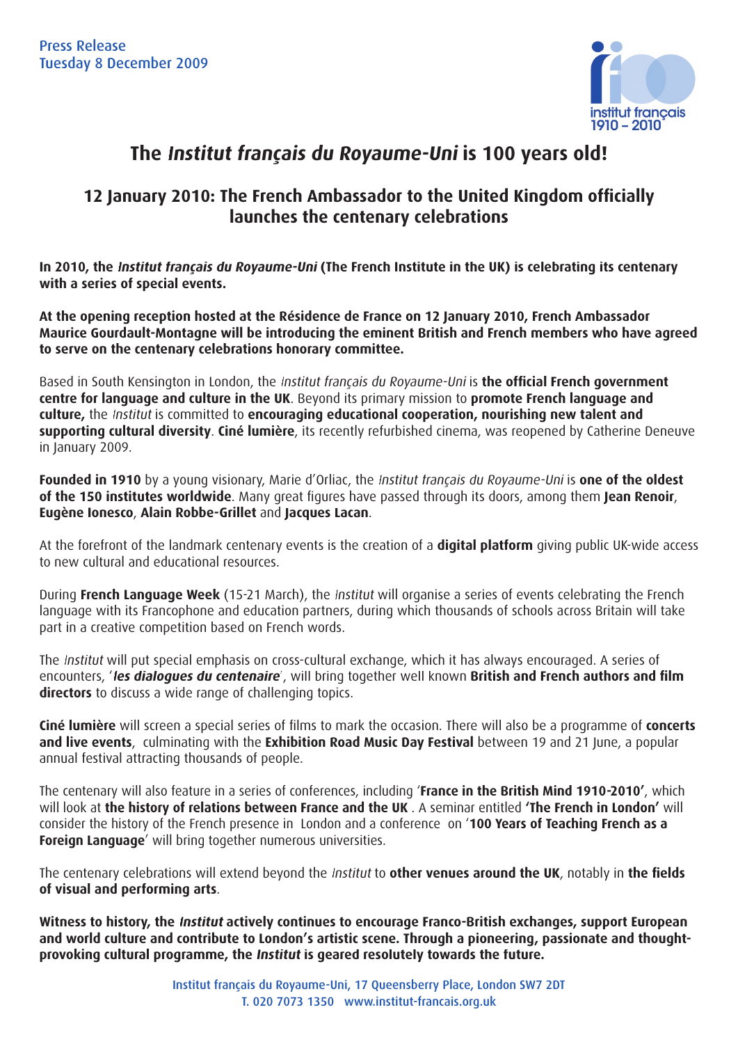Press Release
Tuesday 8 December 2009

# The *Institut français du Royaume-Uni* is 100 years old!

## 12 January 2010: The French Ambassador to the United Kingdom officially launches the centenary celebrations

**In 2010, the *Institut français du Royaume-Uni* (The French Institute in the UK) is celebrating its centenary with a series of special events.**

**At the opening reception hosted at the Résidence de France on 12 January 2010, French Ambassador Maurice Gourdault-Montagne will be introducing the eminent British and French members who have agreed to serve on the centenary celebrations honorary committee.**

Based in South Kensington in London, the *Institut français du Royaume-Uni* is **the official French government centre for language and culture in the UK**. Beyond its primary mission to **promote French language and culture,** the *Institut* is committed to **encouraging educational cooperation, nourishing new talent and supporting cultural diversity**. **Ciné lumière**, its recently refurbished cinema, was reopened by Catherine Deneuve in January 2009.

**Founded in 1910** by a young visionary, Marie d'Orliac, the *Institut français du Royaume-Uni* is **one of the oldest of the 150 institutes worldwide**. Many great figures have passed through its doors, among them **Jean Renoir**, **Eugène Ionesco**, **Alain Robbe-Grillet** and **Jacques Lacan**.

At the forefront of the landmark centenary events is the creation of a **digital platform** giving public UK-wide access to new cultural and educational resources.

During **French Language Week** (15-21 March), the *Institut* will organise a series of events celebrating the French language with its Francophone and education partners, during which thousands of schools across Britain will take part in a creative competition based on French words.

The *Institut* will put special emphasis on cross-cultural exchange, which it has always encouraged. A series of encounters, '***les dialogues du centenaire***', will bring together well known **British and French authors and film directors** to discuss a wide range of challenging topics.

**Ciné lumière** will screen a special series of films to mark the occasion. There will also be a programme of **concerts and live events**, culminating with the **Exhibition Road Music Day Festival** between 19 and 21 June, a popular annual festival attracting thousands of people.

The centenary will also feature in a series of conferences, including '**France in the British Mind 1910-2010'**, which will look at **the history of relations between France and the UK** . A seminar entitled **'The French in London'** will consider the history of the French presence in London and a conference on '**100 Years of Teaching French as a Foreign Language**' will bring together numerous universities.

The centenary celebrations will extend beyond the *Institut* to **other venues around the UK**, notably in **the fields of visual and performing arts**.

**Witness to history, the *Institut* actively continues to encourage Franco-British exchanges, support European and world culture and contribute to London's artistic scene. Through a pioneering, passionate and thought-provoking cultural programme, the *Institut* is geared resolutely towards the future.**

Institut français du Royaume-Uni, 17 Queensberry Place, London SW7 2DT
T. 020 7073 1350 www.institut-francais.org.uk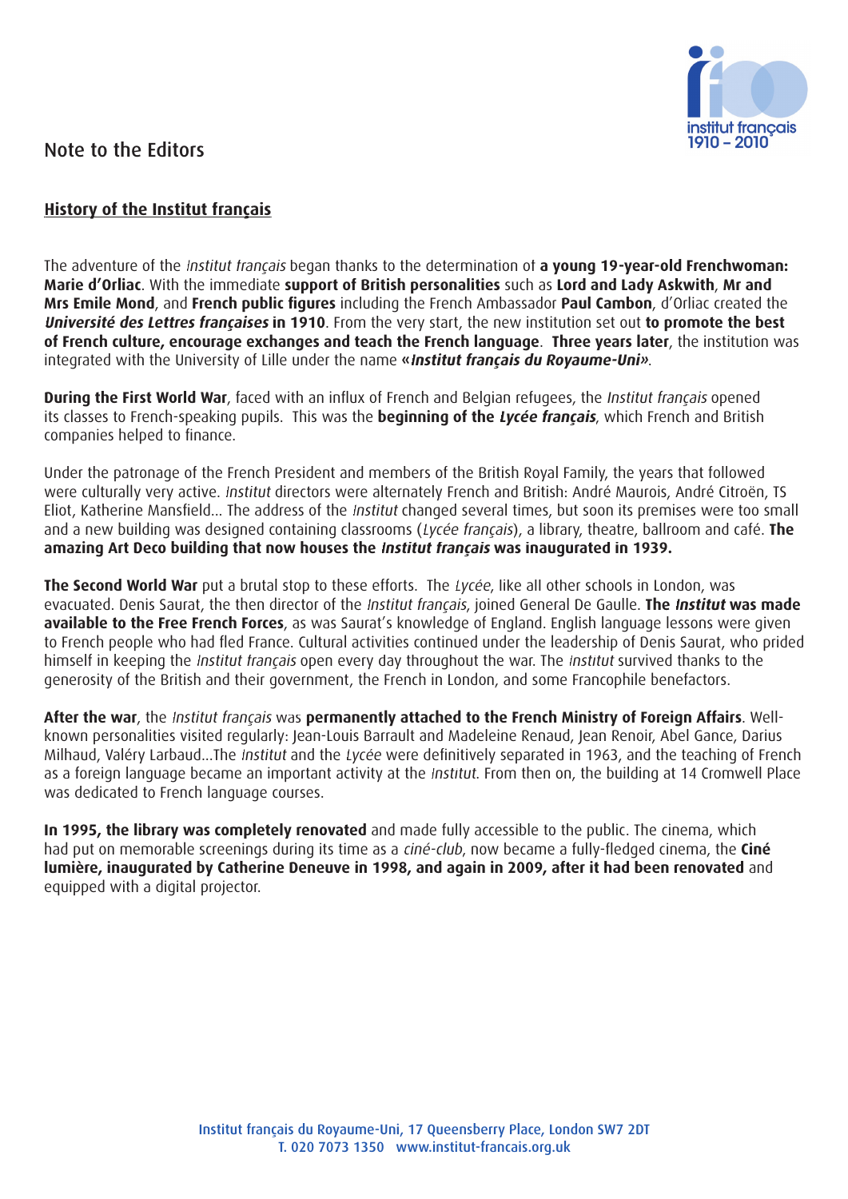## Note to the Editors

### History of the Institut français

The adventure of the *Institut français* began thanks to the determination of **a young 19-year-old Frenchwoman: Marie d'Orliac**. With the immediate **support of British personalities** such as **Lord and Lady Askwith**, **Mr and Mrs Emile Mond**, and **French public figures** including the French Ambassador **Paul Cambon**, d'Orliac created the ***Université des Lettres françaises*** **in 1910**. From the very start, the new institution set out **to promote the best of French culture, encourage exchanges and teach the French language**. **Three years later**, the institution was integrated with the University of Lille under the name **«*Institut français du Royaume-Uni*»**.

**During the First World War**, faced with an influx of French and Belgian refugees, the *Institut français* opened its classes to French-speaking pupils. This was the **beginning of the *Lycée français***, which French and British companies helped to finance.

Under the patronage of the French President and members of the British Royal Family, the years that followed were culturally very active. *Institut* directors were alternately French and British: André Maurois, André Citroën, TS Eliot, Katherine Mansfield... The address of the *Institut* changed several times, but soon its premises were too small and a new building was designed containing classrooms (*Lycée français*), a library, theatre, ballroom and café. **The amazing Art Deco building that now houses the *Institut français* was inaugurated in 1939.**

**The Second World War** put a brutal stop to these efforts. The *Lycée*, like all other schools in London, was evacuated. Denis Saurat, the then director of the *Institut français*, joined General De Gaulle. **The *Institut* was made available to the Free French Forces**, as was Saurat's knowledge of England. English language lessons were given to French people who had fled France. Cultural activities continued under the leadership of Denis Saurat, who prided himself in keeping the *Institut français* open every day throughout the war. The *Institut* survived thanks to the generosity of the British and their government, the French in London, and some Francophile benefactors.

**After the war**, the *Institut français* was **permanently attached to the French Ministry of Foreign Affairs**. Well-known personalities visited regularly: Jean-Louis Barrault and Madeleine Renaud, Jean Renoir, Abel Gance, Darius Milhaud, Valéry Larbaud...The *Institut* and the *Lycée* were definitively separated in 1963, and the teaching of French as a foreign language became an important activity at the *Institut*. From then on, the building at 14 Cromwell Place was dedicated to French language courses.

**In 1995, the library was completely renovated** and made fully accessible to the public. The cinema, which had put on memorable screenings during its time as a *ciné-club*, now became a fully-fledged cinema, the **Ciné lumière, inaugurated by Catherine Deneuve in 1998, and again in 2009, after it had been renovated** and equipped with a digital projector.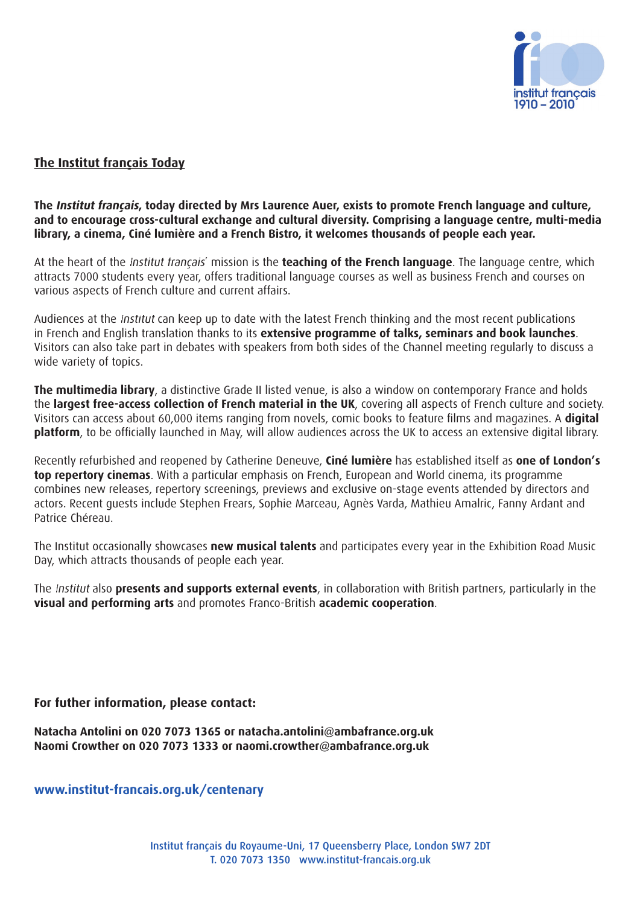## The Institut français Today

**The *Institut français*, today directed by Mrs Laurence Auer, exists to promote French language and culture, and to encourage cross-cultural exchange and cultural diversity. Comprising a language centre, multi-media library, a cinema, Ciné lumière and a French Bistro, it welcomes thousands of people each year.**

At the heart of the *Institut français*' mission is the **teaching of the French language**. The language centre, which attracts 7000 students every year, offers traditional language courses as well as business French and courses on various aspects of French culture and current affairs.

Audiences at the *Institut* can keep up to date with the latest French thinking and the most recent publications in French and English translation thanks to its **extensive programme of talks, seminars and book launches**. Visitors can also take part in debates with speakers from both sides of the Channel meeting regularly to discuss a wide variety of topics.

**The multimedia library**, a distinctive Grade II listed venue, is also a window on contemporary France and holds the **largest free-access collection of French material in the UK**, covering all aspects of French culture and society. Visitors can access about 60,000 items ranging from novels, comic books to feature films and magazines. A **digital platform**, to be officially launched in May, will allow audiences across the UK to access an extensive digital library.

Recently refurbished and reopened by Catherine Deneuve, **Ciné lumière** has established itself as **one of London's top repertory cinemas**. With a particular emphasis on French, European and World cinema, its programme combines new releases, repertory screenings, previews and exclusive on-stage events attended by directors and actors. Recent guests include Stephen Frears, Sophie Marceau, Agnès Varda, Mathieu Amalric, Fanny Ardant and Patrice Chéreau.

The Institut occasionally showcases **new musical talents** and participates every year in the Exhibition Road Music Day, which attracts thousands of people each year.

The *Institut* also **presents and supports external events**, in collaboration with British partners, particularly in the **visual and performing arts** and promotes Franco-British **academic cooperation**.

**For futher information, please contact:**

**Natacha Antolini on 020 7073 1365 or natacha.antolini@ambafrance.org.uk**
**Naomi Crowther on 020 7073 1333 or naomi.crowther@ambafrance.org.uk**

**www.institut-francais.org.uk/centenary**

Institut français du Royaume-Uni, 17 Queensberry Place, London SW7 2DT
T. 020 7073 1350 www.institut-francais.org.uk